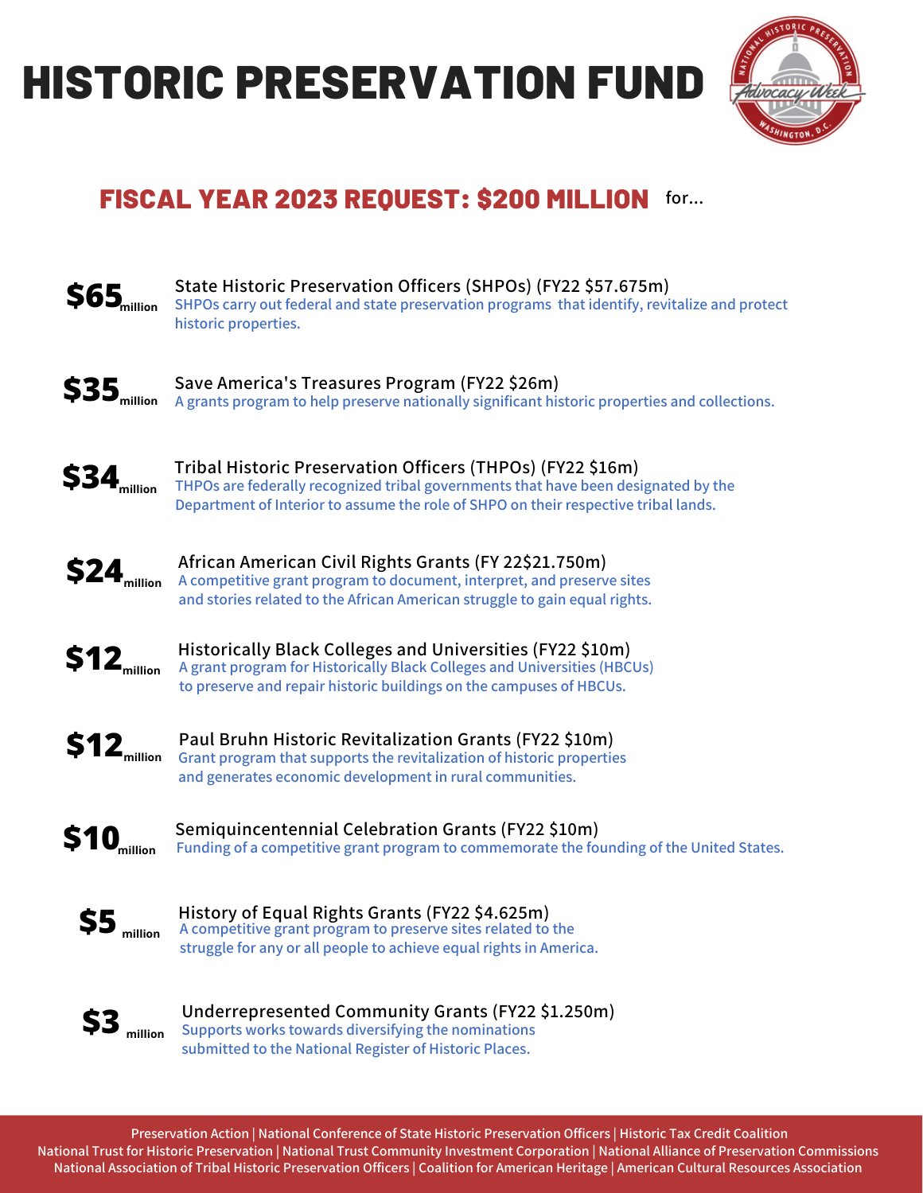# HISTORIC PRESERVATION FUND

National Historic Preservation Advocacy Week, Washington, D.C.

## FISCAL YEAR 2023 REQUEST: $200 MILLION for...

**$65 million** — State Historic Preservation Officers (SHPOs) (FY22 $57.675m)
SHPOs carry out federal and state preservation programs that identify, revitalize and protect historic properties.

**$35 million** — Save America's Treasures Program (FY22 $26m)
A grants program to help preserve nationally significant historic properties and collections.

**$34 million** — Tribal Historic Preservation Officers (THPOs) (FY22 $16m)
THPOs are federally recognized tribal governments that have been designated by the Department of Interior to assume the role of SHPO on their respective tribal lands.

**$24 million** — African American Civil Rights Grants (FY 22$21.750m)
A competitive grant program to document, interpret, and preserve sites and stories related to the African American struggle to gain equal rights.

**$12 million** — Historically Black Colleges and Universities (FY22 $10m)
A grant program for Historically Black Colleges and Universities (HBCUs) to preserve and repair historic buildings on the campuses of HBCUs.

**$12 million** — Paul Bruhn Historic Revitalization Grants (FY22 $10m)
Grant program that supports the revitalization of historic properties and generates economic development in rural communities.

**$10 million** — Semiquincentennial Celebration Grants (FY22 $10m)
Funding of a competitive grant program to commemorate the founding of the United States.

**$5 million** — History of Equal Rights Grants (FY22 $4.625m)
A competitive grant program to preserve sites related to the struggle for any or all people to achieve equal rights in America.

**$3 million** — Underrepresented Community Grants (FY22 $1.250m)
Supports works towards diversifying the nominations submitted to the National Register of Historic Places.

Preservation Action | National Conference of State Historic Preservation Officers | Historic Tax Credit Coalition
National Trust for Historic Preservation | National Trust Community Investment Corporation | National Alliance of Preservation Commissions
National Association of Tribal Historic Preservation Officers | Coalition for American Heritage | American Cultural Resources Association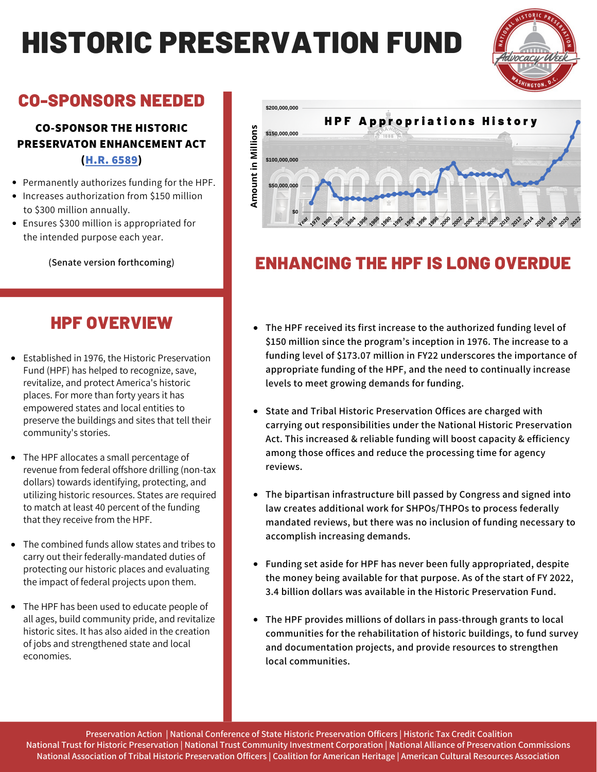# HISTORIC PRESERVATION FUND

## CO-SPONSORS NEEDED

**CO-SPONSOR THE HISTORIC PRESERVATON ENHANCEMENT ACT (H.R. 6589)**

- Permanently authorizes funding for the HPF.
- Increases authorization from $150 million to $300 million annually.
- Ensures $300 million is appropriated for the intended purpose each year.

(Senate version forthcoming)

## HPF OVERVIEW

- Established in 1976, the Historic Preservation Fund (HPF) has helped to recognize, save, revitalize, and protect America's historic places. For more than forty years it has empowered states and local entities to preserve the buildings and sites that tell their community's stories.
- The HPF allocates a small percentage of revenue from federal offshore drilling (non-tax dollars) towards identifying, protecting, and utilizing historic resources. States are required to match at least 40 percent of the funding that they receive from the HPF.
- The combined funds allow states and tribes to carry out their federally-mandated duties of protecting our historic places and evaluating the impact of federal projects upon them.
- The HPF has been used to educate people of all ages, build community pride, and revitalize historic sites. It has also aided in the creation of jobs and strengthened state and local economies.

HPF Appropriations History

Amount in Millions

$200,000,000
$150,000,000
$100,000,000
$50,000,000
$0

Year 1978 1980 1982 1984 1986 1988 1990 1992 1994 1996 1998 2000 2002 2004 2006 2008 2010 2012 2014 2016 2018 2020 2022

## ENHANCING THE HPF IS LONG OVERDUE

- The HPF received its first increase to the authorized funding level of $150 million since the program's inception in 1976. The increase to a funding level of $173.07 million in FY22 underscores the importance of appropriate funding of the HPF, and the need to continually increase levels to meet growing demands for funding.
- State and Tribal Historic Preservation Offices are charged with carrying out responsibilities under the National Historic Preservation Act. This increased & reliable funding will boost capacity & efficiency among those offices and reduce the processing time for agency reviews.
- The bipartisan infrastructure bill passed by Congress and signed into law creates additional work for SHPOs/THPOs to process federally mandated reviews, but there was no inclusion of funding necessary to accomplish increasing demands.
- Funding set aside for HPF has never been fully appropriated, despite the money being available for that purpose. As of the start of FY 2022, 3.4 billion dollars was available in the Historic Preservation Fund.
- The HPF provides millions of dollars in pass-through grants to local communities for the rehabilitation of historic buildings, to fund survey and documentation projects, and provide resources to strengthen local communities.

Preservation Action | National Conference of State Historic Preservation Officers | Historic Tax Credit Coalition
National Trust for Historic Preservation | National Trust Community Investment Corporation | National Alliance of Preservation Commissions
National Association of Tribal Historic Preservation Officers | Coalition for American Heritage | American Cultural Resources Association